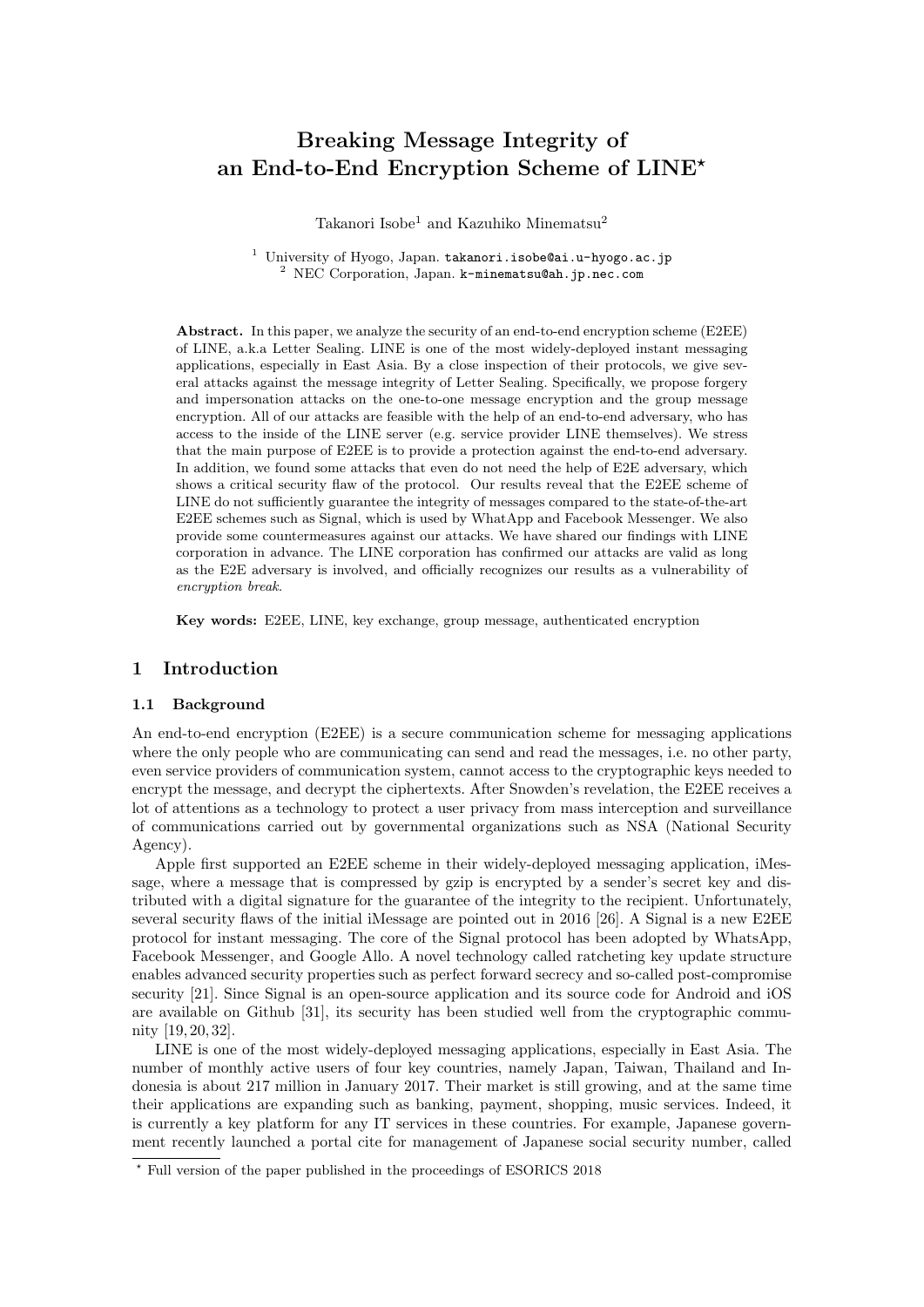# Breaking Message Integrity of an End-to-End Encryption Scheme of LINE*

Takanori Isobe[1] and Kazuhiko Minematsu[2]

[1] University of Hyogo, Japan. takanori.isobe@ai.u-hyogo.ac.jp
[2] NEC Corporation, Japan. k-minematsu@ah.jp.nec.com

**Abstract.** In this paper, we analyze the security of an end-to-end encryption scheme (E2EE) of LINE, a.k.a Letter Sealing. LINE is one of the most widely-deployed instant messaging applications, especially in East Asia. By a close inspection of their protocols, we give several attacks against the message integrity of Letter Sealing. Specifically, we propose forgery and impersonation attacks on the one-to-one message encryption and the group message encryption. All of our attacks are feasible with the help of an end-to-end adversary, who has access to the inside of the LINE server (e.g. service provider LINE themselves). We stress that the main purpose of E2EE is to provide a protection against the end-to-end adversary. In addition, we found some attacks that even do not need the help of E2E adversary, which shows a critical security flaw of the protocol. Our results reveal that the E2EE scheme of LINE do not sufficiently guarantee the integrity of messages compared to the state-of-the-art E2EE schemes such as Signal, which is used by WhatApp and Facebook Messenger. We also provide some countermeasures against our attacks. We have shared our findings with LINE corporation in advance. The LINE corporation has confirmed our attacks are valid as long as the E2E adversary is involved, and officially recognizes our results as a vulnerability of *encryption break*.

**Key words:** E2EE, LINE, key exchange, group message, authenticated encryption

## 1 Introduction

### 1.1 Background

An end-to-end encryption (E2EE) is a secure communication scheme for messaging applications where the only people who are communicating can send and read the messages, i.e. no other party, even service providers of communication system, cannot access to the cryptographic keys needed to encrypt the message, and decrypt the ciphertexts. After Snowden's revelation, the E2EE receives a lot of attentions as a technology to protect a user privacy from mass interception and surveillance of communications carried out by governmental organizations such as NSA (National Security Agency).

Apple first supported an E2EE scheme in their widely-deployed messaging application, iMessage, where a message that is compressed by gzip is encrypted by a sender's secret key and distributed with a digital signature for the guarantee of the integrity to the recipient. Unfortunately, several security flaws of the initial iMessage are pointed out in 2016 [26]. A Signal is a new E2EE protocol for instant messaging. The core of the Signal protocol has been adopted by WhatsApp, Facebook Messenger, and Google Allo. A novel technology called ratcheting key update structure enables advanced security properties such as perfect forward secrecy and so-called post-compromise security [21]. Since Signal is an open-source application and its source code for Android and iOS are available on Github [31], its security has been studied well from the cryptographic community [19, 20, 32].

LINE is one of the most widely-deployed messaging applications, especially in East Asia. The number of monthly active users of four key countries, namely Japan, Taiwan, Thailand and Indonesia is about 217 million in January 2017. Their market is still growing, and at the same time their applications are expanding such as banking, payment, shopping, music services. Indeed, it is currently a key platform for any IT services in these countries. For example, Japanese government recently launched a portal cite for management of Japanese social security number, called

* Full version of the paper published in the proceedings of ESORICS 2018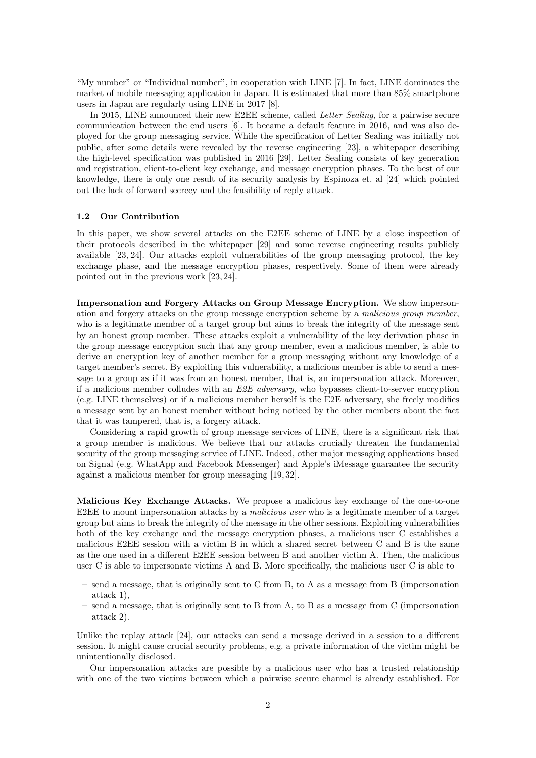"My number" or "Individual number", in cooperation with LINE [7]. In fact, LINE dominates the market of mobile messaging application in Japan. It is estimated that more than 85% smartphone users in Japan are regularly using LINE in 2017 [8].

In 2015, LINE announced their new E2EE scheme, called *Letter Sealing*, for a pairwise secure communication between the end users [6]. It became a default feature in 2016, and was also deployed for the group messaging service. While the specification of Letter Sealing was initially not public, after some details were revealed by the reverse engineering [23], a whitepaper describing the high-level specification was published in 2016 [29]. Letter Sealing consists of key generation and registration, client-to-client key exchange, and message encryption phases. To the best of our knowledge, there is only one result of its security analysis by Espinoza et. al [24] which pointed out the lack of forward secrecy and the feasibility of reply attack.

### 1.2 Our Contribution

In this paper, we show several attacks on the E2EE scheme of LINE by a close inspection of their protocols described in the whitepaper [29] and some reverse engineering results publicly available [23, 24]. Our attacks exploit vulnerabilities of the group messaging protocol, the key exchange phase, and the message encryption phases, respectively. Some of them were already pointed out in the previous work [23, 24].

**Impersonation and Forgery Attacks on Group Message Encryption.** We show impersonation and forgery attacks on the group message encryption scheme by a *malicious group member*, who is a legitimate member of a target group but aims to break the integrity of the message sent by an honest group member. These attacks exploit a vulnerability of the key derivation phase in the group message encryption such that any group member, even a malicious member, is able to derive an encryption key of another member for a group messaging without any knowledge of a target member's secret. By exploiting this vulnerability, a malicious member is able to send a message to a group as if it was from an honest member, that is, an impersonation attack. Moreover, if a malicious member colludes with an *E2E adversary*, who bypasses client-to-server encryption (e.g. LINE themselves) or if a malicious member herself is the E2E adversary, she freely modifies a message sent by an honest member without being noticed by the other members about the fact that it was tampered, that is, a forgery attack.

Considering a rapid growth of group message services of LINE, there is a significant risk that a group member is malicious. We believe that our attacks crucially threaten the fundamental security of the group messaging service of LINE. Indeed, other major messaging applications based on Signal (e.g. WhatApp and Facebook Messenger) and Apple's iMessage guarantee the security against a malicious member for group messaging [19, 32].

**Malicious Key Exchange Attacks.** We propose a malicious key exchange of the one-to-one E2EE to mount impersonation attacks by a *malicious user* who is a legitimate member of a target group but aims to break the integrity of the message in the other sessions. Exploiting vulnerabilities both of the key exchange and the message encryption phases, a malicious user C establishes a malicious E2EE session with a victim B in which a shared secret between C and B is the same as the one used in a different E2EE session between B and another victim A. Then, the malicious user C is able to impersonate victims A and B. More specifically, the malicious user C is able to

- send a message, that is originally sent to C from B, to A as a message from B (impersonation attack 1),
- send a message, that is originally sent to B from A, to B as a message from C (impersonation attack 2).

Unlike the replay attack [24], our attacks can send a message derived in a session to a different session. It might cause crucial security problems, e.g. a private information of the victim might be unintentionally disclosed.

Our impersonation attacks are possible by a malicious user who has a trusted relationship with one of the two victims between which a pairwise secure channel is already established. For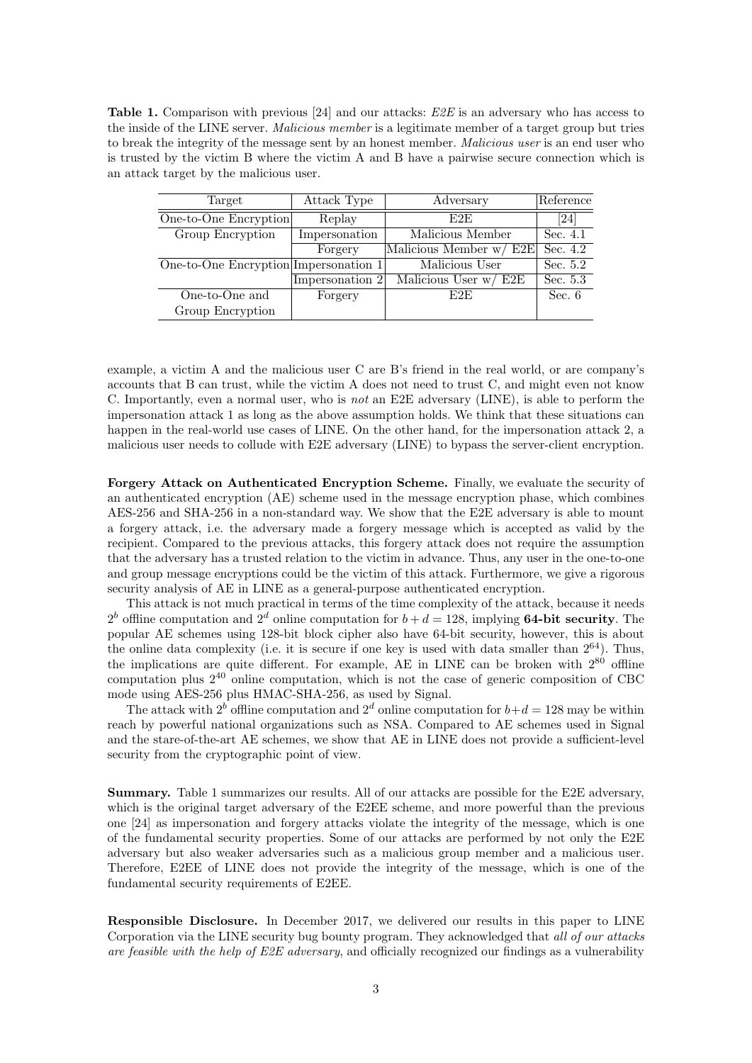**Table 1.** Comparison with previous [24] and our attacks: *E2E* is an adversary who has access to the inside of the LINE server. *Malicious member* is a legitimate member of a target group but tries to break the integrity of the message sent by an honest member. *Malicious user* is an end user who is trusted by the victim B where the victim A and B have a pairwise secure connection which is an attack target by the malicious user.

| Target | Attack Type | Adversary | Reference |
|---|---|---|---|
| One-to-One Encryption | Replay | E2E | [24] |
| Group Encryption | Impersonation | Malicious Member | Sec. 4.1 |
| | Forgery | Malicious Member w/ E2E | Sec. 4.2 |
| One-to-One Encryption | Impersonation 1 | Malicious User | Sec. 5.2 |
| | Impersonation 2 | Malicious User w/ E2E | Sec. 5.3 |
| One-to-One and Group Encryption | Forgery | E2E | Sec. 6 |

example, a victim A and the malicious user C are B's friend in the real world, or are company's accounts that B can trust, while the victim A does not need to trust C, and might even not know C. Importantly, even a normal user, who is *not* an E2E adversary (LINE), is able to perform the impersonation attack 1 as long as the above assumption holds. We think that these situations can happen in the real-world use cases of LINE. On the other hand, for the impersonation attack 2, a malicious user needs to collude with E2E adversary (LINE) to bypass the server-client encryption.

**Forgery Attack on Authenticated Encryption Scheme.** Finally, we evaluate the security of an authenticated encryption (AE) scheme used in the message encryption phase, which combines AES-256 and SHA-256 in a non-standard way. We show that the E2E adversary is able to mount a forgery attack, i.e. the adversary made a forgery message which is accepted as valid by the recipient. Compared to the previous attacks, this forgery attack does not require the assumption that the adversary has a trusted relation to the victim in advance. Thus, any user in the one-to-one and group message encryptions could be the victim of this attack. Furthermore, we give a rigorous security analysis of AE in LINE as a general-purpose authenticated encryption.

This attack is not much practical in terms of the time complexity of the attack, because it needs $2^b$ offline computation and $2^d$ online computation for $b + d = 128$, implying **64-bit security**. The popular AE schemes using 128-bit block cipher also have 64-bit security, however, this is about the online data complexity (i.e. it is secure if one key is used with data smaller than $2^{64}$). Thus, the implications are quite different. For example, AE in LINE can be broken with $2^{80}$ offline computation plus $2^{40}$ online computation, which is not the case of generic composition of CBC mode using AES-256 plus HMAC-SHA-256, as used by Signal.

The attack with $2^b$ offline computation and $2^d$ online computation for $b+d = 128$ may be within reach by powerful national organizations such as NSA. Compared to AE schemes used in Signal and the stare-of-the-art AE schemes, we show that AE in LINE does not provide a sufficient-level security from the cryptographic point of view.

**Summary.** Table 1 summarizes our results. All of our attacks are possible for the E2E adversary, which is the original target adversary of the E2EE scheme, and more powerful than the previous one [24] as impersonation and forgery attacks violate the integrity of the message, which is one of the fundamental security properties. Some of our attacks are performed by not only the E2E adversary but also weaker adversaries such as a malicious group member and a malicious user. Therefore, E2EE of LINE does not provide the integrity of the message, which is one of the fundamental security requirements of E2EE.

**Responsible Disclosure.** In December 2017, we delivered our results in this paper to LINE Corporation via the LINE security bug bounty program. They acknowledged that *all of our attacks are feasible with the help of E2E adversary*, and officially recognized our findings as a vulnerability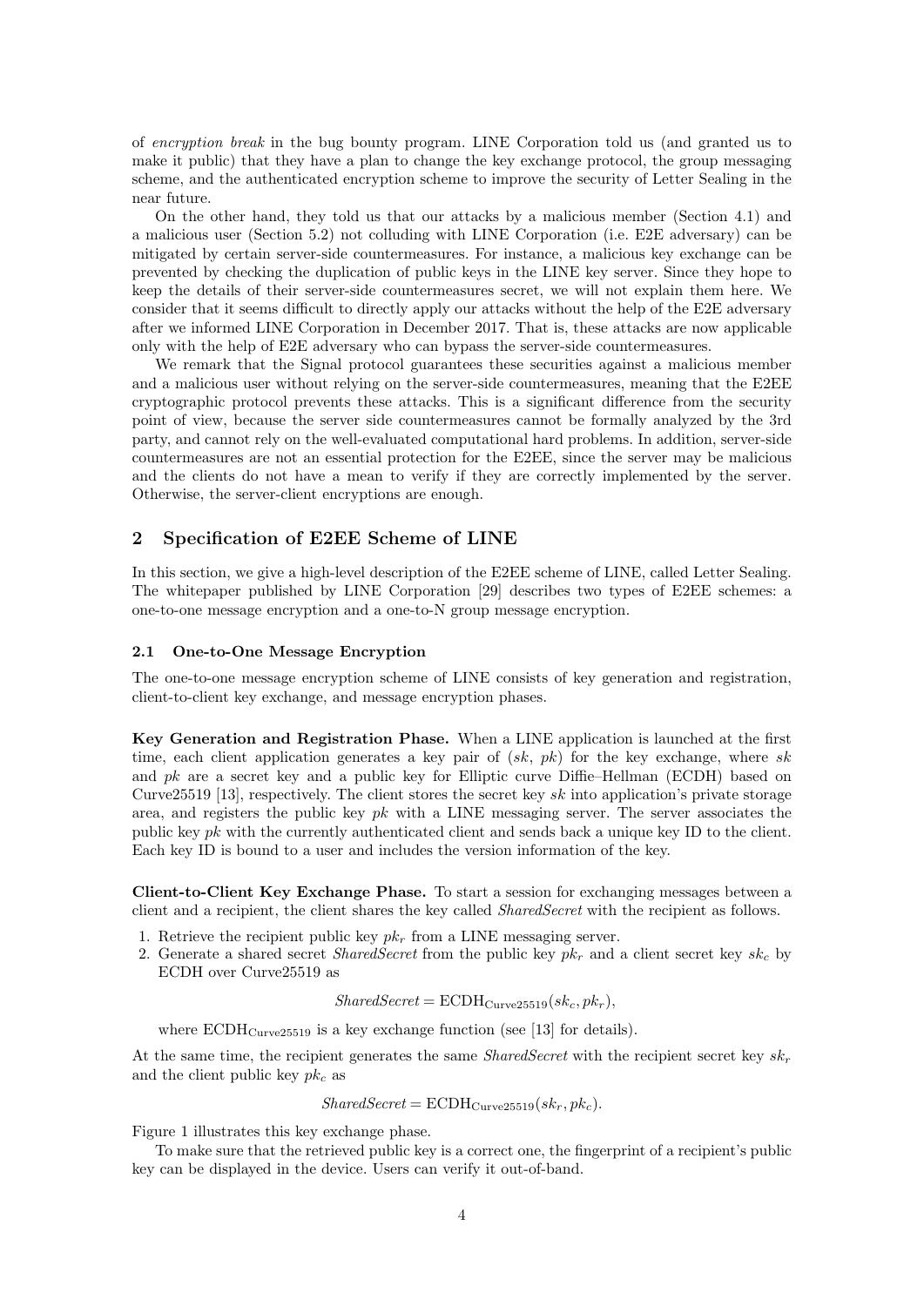of *encryption break* in the bug bounty program. LINE Corporation told us (and granted us to make it public) that they have a plan to change the key exchange protocol, the group messaging scheme, and the authenticated encryption scheme to improve the security of Letter Sealing in the near future.

On the other hand, they told us that our attacks by a malicious member (Section 4.1) and a malicious user (Section 5.2) not colluding with LINE Corporation (i.e. E2E adversary) can be mitigated by certain server-side countermeasures. For instance, a malicious key exchange can be prevented by checking the duplication of public keys in the LINE key server. Since they hope to keep the details of their server-side countermeasures secret, we will not explain them here. We consider that it seems difficult to directly apply our attacks without the help of the E2E adversary after we informed LINE Corporation in December 2017. That is, these attacks are now applicable only with the help of E2E adversary who can bypass the server-side countermeasures.

We remark that the Signal protocol guarantees these securities against a malicious member and a malicious user without relying on the server-side countermeasures, meaning that the E2EE cryptographic protocol prevents these attacks. This is a significant difference from the security point of view, because the server side countermeasures cannot be formally analyzed by the 3rd party, and cannot rely on the well-evaluated computational hard problems. In addition, server-side countermeasures are not an essential protection for the E2EE, since the server may be malicious and the clients do not have a mean to verify if they are correctly implemented by the server. Otherwise, the server-client encryptions are enough.

## 2 Specification of E2EE Scheme of LINE

In this section, we give a high-level description of the E2EE scheme of LINE, called Letter Sealing. The whitepaper published by LINE Corporation [29] describes two types of E2EE schemes: a one-to-one message encryption and a one-to-N group message encryption.

### 2.1 One-to-One Message Encryption

The one-to-one message encryption scheme of LINE consists of key generation and registration, client-to-client key exchange, and message encryption phases.

**Key Generation and Registration Phase.** When a LINE application is launched at the first time, each client application generates a key pair of ($sk$, $pk$) for the key exchange, where $sk$ and $pk$ are a secret key and a public key for Elliptic curve Diffie–Hellman (ECDH) based on Curve25519 [13], respectively. The client stores the secret key $sk$ into application's private storage area, and registers the public key $pk$ with a LINE messaging server. The server associates the public key $pk$ with the currently authenticated client and sends back a unique key ID to the client. Each key ID is bound to a user and includes the version information of the key.

**Client-to-Client Key Exchange Phase.** To start a session for exchanging messages between a client and a recipient, the client shares the key called *SharedSecret* with the recipient as follows.

1. Retrieve the recipient public key $pk_r$ from a LINE messaging server.
2. Generate a shared secret *SharedSecret* from the public key $pk_r$ and a client secret key $sk_c$ by ECDH over Curve25519 as

$$SharedSecret = \mathrm{ECDH}_{\mathrm{Curve25519}}(sk_c, pk_r),$$

where $\mathrm{ECDH}_{\mathrm{Curve25519}}$ is a key exchange function (see [13] for details).

At the same time, the recipient generates the same *SharedSecret* with the recipient secret key $sk_r$ and the client public key $pk_c$ as

$$SharedSecret = \mathrm{ECDH}_{\mathrm{Curve25519}}(sk_r, pk_c).$$

Figure 1 illustrates this key exchange phase.

To make sure that the retrieved public key is a correct one, the fingerprint of a recipient's public key can be displayed in the device. Users can verify it out-of-band.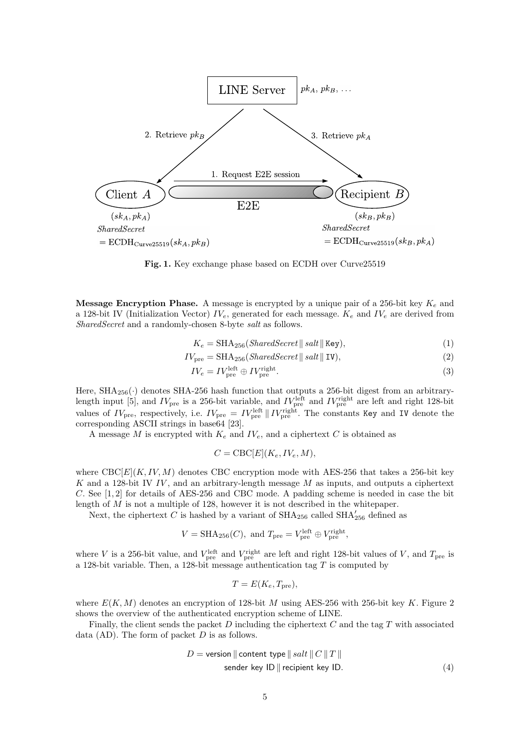**Fig. 1.** Key exchange phase based on ECDH over Curve25519

**Message Encryption Phase.** A message is encrypted by a unique pair of a 256-bit key $K_e$ and a 128-bit IV (Initialization Vector) $IV_e$, generated for each message. $K_e$ and $IV_e$ are derived from *SharedSecret* and a randomly-chosen 8-byte *salt* as follows.

$$K_e = \mathrm{SHA}_{256}(\mathit{SharedSecret} \,\|\, \mathit{salt} \,\|\, \texttt{Key}), \tag{1}$$

$$IV_{\mathrm{pre}} = \mathrm{SHA}_{256}(\mathit{SharedSecret} \,\|\, \mathit{salt} \,\|\, \texttt{IV}), \tag{2}$$

$$IV_e = IV_{\mathrm{pre}}^{\mathrm{left}} \oplus IV_{\mathrm{pre}}^{\mathrm{right}}. \tag{3}$$

Here, $\mathrm{SHA}_{256}(\cdot)$ denotes SHA-256 hash function that outputs a 256-bit digest from an arbitrary-length input [5], and $IV_{\mathrm{pre}}$ is a 256-bit variable, and $IV_{\mathrm{pre}}^{\mathrm{left}}$ and $IV_{\mathrm{pre}}^{\mathrm{right}}$ are left and right 128-bit values of $IV_{\mathrm{pre}}$, respectively, i.e. $IV_{\mathrm{pre}} = IV_{\mathrm{pre}}^{\mathrm{left}} \,\|\, IV_{\mathrm{pre}}^{\mathrm{right}}$. The constants `Key` and `IV` denote the corresponding ASCII strings in base64 [23].

A message $M$ is encrypted with $K_e$ and $IV_e$, and a ciphertext $C$ is obtained as

$$C = \mathrm{CBC}[E](K_e, IV_e, M),$$

where $\mathrm{CBC}[E](K, IV, M)$ denotes CBC encryption mode with AES-256 that takes a 256-bit key $K$ and a 128-bit IV $IV$, and an arbitrary-length message $M$ as inputs, and outputs a ciphertext $C$. See [1, 2] for details of AES-256 and CBC mode. A padding scheme is needed in case the bit length of $M$ is not a multiple of 128, however it is not described in the whitepaper.

Next, the ciphertext $C$ is hashed by a variant of $\mathrm{SHA}_{256}$ called $\mathrm{SHA}'_{256}$ defined as

$$V = \mathrm{SHA}_{256}(C), \text{ and } T_{\mathrm{pre}} = V_{\mathrm{pre}}^{\mathrm{left}} \oplus V_{\mathrm{pre}}^{\mathrm{right}},$$

where $V$ is a 256-bit value, and $V_{\mathrm{pre}}^{\mathrm{left}}$ and $V_{\mathrm{pre}}^{\mathrm{right}}$ are left and right 128-bit values of $V$, and $T_{\mathrm{pre}}$ is a 128-bit variable. Then, a 128-bit message authentication tag $T$ is computed by

$$T = E(K_e, T_{\mathrm{pre}}),$$

where $E(K, M)$ denotes an encryption of 128-bit $M$ using AES-256 with 256-bit key $K$. Figure 2 shows the overview of the authenticated encryption scheme of LINE.

Finally, the client sends the packet $D$ including the ciphertext $C$ and the tag $T$ with associated data (AD). The form of packet $D$ is as follows.

$$D = \mathsf{version} \,\|\, \mathsf{content\ type} \,\|\, \mathit{salt} \,\|\, C \,\|\, T \,\|\, \mathsf{sender\ key\ ID} \,\|\, \mathsf{recipient\ key\ ID}. \tag{4}$$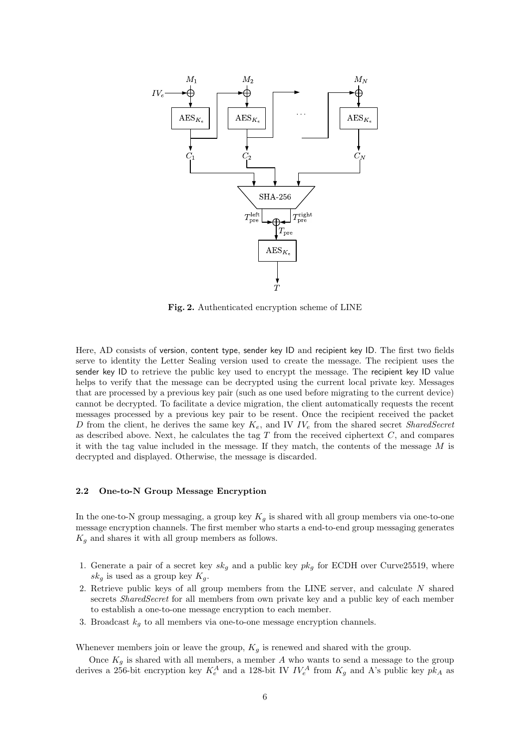**Fig. 2.** Authenticated encryption scheme of LINE

Here, AD consists of version, content type, sender key ID and recipient key ID. The first two fields serve to identity the Letter Sealing version used to create the message. The recipient uses the sender key ID to retrieve the public key used to encrypt the message. The recipient key ID value helps to verify that the message can be decrypted using the current local private key. Messages that are processed by a previous key pair (such as one used before migrating to the current device) cannot be decrypted. To facilitate a device migration, the client automatically requests the recent messages processed by a previous key pair to be resent. Once the recipient received the packet $D$ from the client, he derives the same key $K_e$, and IV $IV_e$ from the shared secret *SharedSecret* as described above. Next, he calculates the tag $T$ from the received ciphertext $C$, and compares it with the tag value included in the message. If they match, the contents of the message $M$ is decrypted and displayed. Otherwise, the message is discarded.

### 2.2 One-to-N Group Message Encryption

In the one-to-N group messaging, a group key $K_g$ is shared with all group members via one-to-one message encryption channels. The first member who starts a end-to-end group messaging generates $K_g$ and shares it with all group members as follows.

1. Generate a pair of a secret key $sk_g$ and a public key $pk_g$ for ECDH over Curve25519, where $sk_g$ is used as a group key $K_g$.
2. Retrieve public keys of all group members from the LINE server, and calculate $N$ shared secrets *SharedSecret* for all members from own private key and a public key of each member to establish a one-to-one message encryption to each member.
3. Broadcast $k_g$ to all members via one-to-one message encryption channels.

Whenever members join or leave the group, $K_g$ is renewed and shared with the group.

Once $K_g$ is shared with all members, a member $A$ who wants to send a message to the group derives a 256-bit encryption key $K_e^A$ and a 128-bit IV $IV_e^A$ from $K_g$ and A's public key $pk_A$ as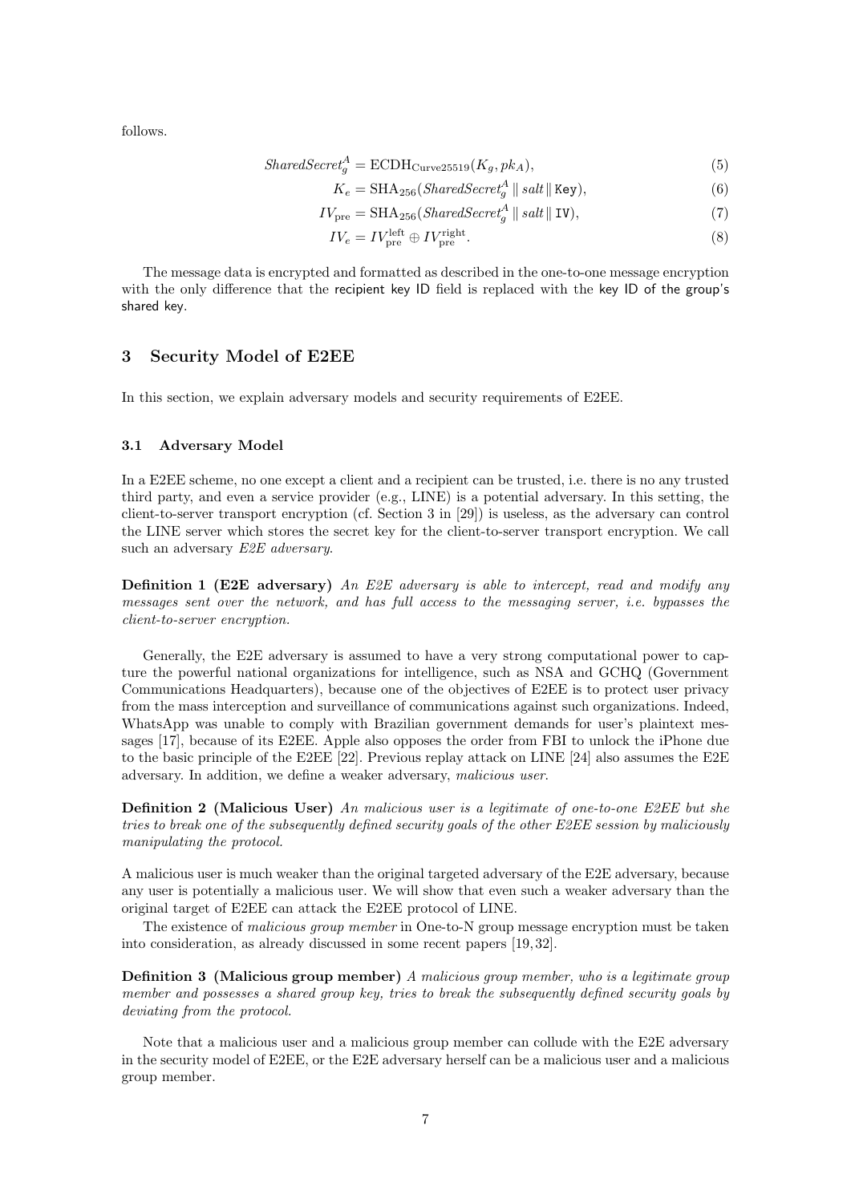follows.

$$SharedSecret_g^A = \mathrm{ECDH}_{\mathrm{Curve25519}}(K_g, pk_A), \tag{5}$$

$$K_e = \mathrm{SHA}_{256}(SharedSecret_g^A \,\|\, salt \,\|\, \texttt{Key}), \tag{6}$$

$$IV_{\mathrm{pre}} = \mathrm{SHA}_{256}(SharedSecret_g^A \,\|\, salt \,\|\, \texttt{IV}), \tag{7}$$

$$IV_e = IV_{\mathrm{pre}}^{\mathrm{left}} \oplus IV_{\mathrm{pre}}^{\mathrm{right}}. \tag{8}$$

The message data is encrypted and formatted as described in the one-to-one message encryption with the only difference that the recipient key ID field is replaced with the key ID of the group's shared key.

## 3 Security Model of E2EE

In this section, we explain adversary models and security requirements of E2EE.

### 3.1 Adversary Model

In a E2EE scheme, no one except a client and a recipient can be trusted, i.e. there is no any trusted third party, and even a service provider (e.g., LINE) is a potential adversary. In this setting, the client-to-server transport encryption (cf. Section 3 in [29]) is useless, as the adversary can control the LINE server which stores the secret key for the client-to-server transport encryption. We call such an adversary *E2E adversary*.

**Definition 1 (E2E adversary)** *An E2E adversary is able to intercept, read and modify any messages sent over the network, and has full access to the messaging server, i.e. bypasses the client-to-server encryption.*

Generally, the E2E adversary is assumed to have a very strong computational power to capture the powerful national organizations for intelligence, such as NSA and GCHQ (Government Communications Headquarters), because one of the objectives of E2EE is to protect user privacy from the mass interception and surveillance of communications against such organizations. Indeed, WhatsApp was unable to comply with Brazilian government demands for user's plaintext messages [17], because of its E2EE. Apple also opposes the order from FBI to unlock the iPhone due to the basic principle of the E2EE [22]. Previous replay attack on LINE [24] also assumes the E2E adversary. In addition, we define a weaker adversary, *malicious user*.

**Definition 2 (Malicious User)** *An malicious user is a legitimate of one-to-one E2EE but she tries to break one of the subsequently defined security goals of the other E2EE session by maliciously manipulating the protocol.*

A malicious user is much weaker than the original targeted adversary of the E2E adversary, because any user is potentially a malicious user. We will show that even such a weaker adversary than the original target of E2EE can attack the E2EE protocol of LINE.

The existence of *malicious group member* in One-to-N group message encryption must be taken into consideration, as already discussed in some recent papers [19, 32].

**Definition 3 (Malicious group member)** *A malicious group member, who is a legitimate group member and possesses a shared group key, tries to break the subsequently defined security goals by deviating from the protocol.*

Note that a malicious user and a malicious group member can collude with the E2E adversary in the security model of E2EE, or the E2E adversary herself can be a malicious user and a malicious group member.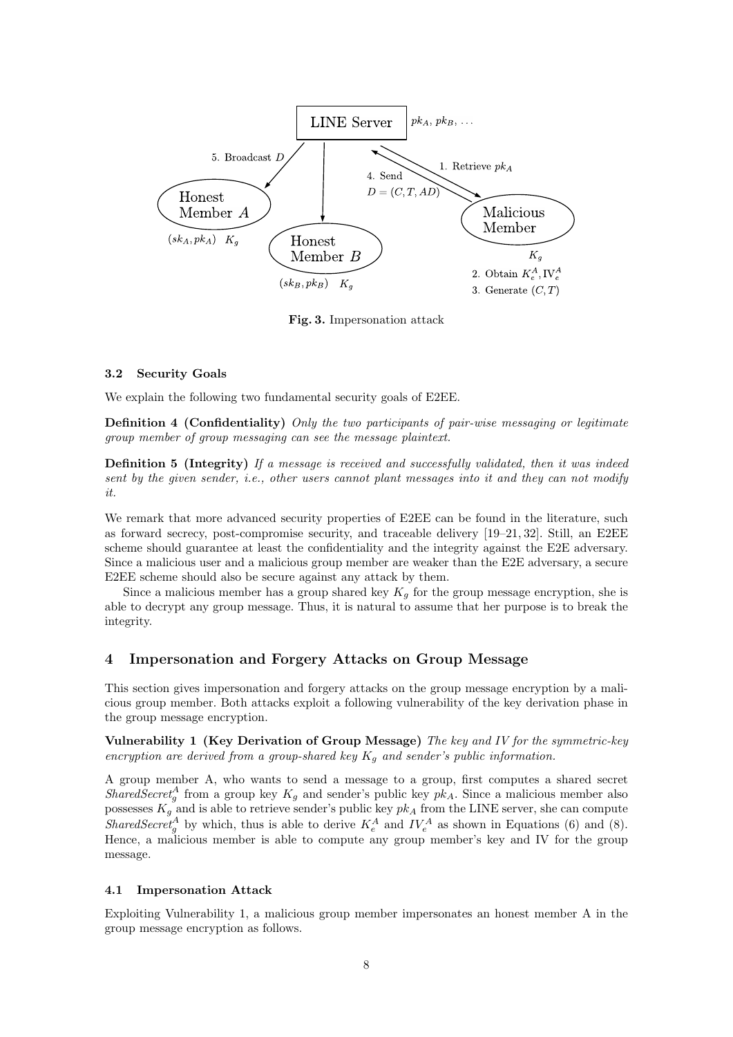Fig. 3. Impersonation attack

### 3.2 Security Goals

We explain the following two fundamental security goals of E2EE.

**Definition 4 (Confidentiality)** *Only the two participants of pair-wise messaging or legitimate group member of group messaging can see the message plaintext.*

**Definition 5 (Integrity)** *If a message is received and successfully validated, then it was indeed sent by the given sender, i.e., other users cannot plant messages into it and they can not modify it.*

We remark that more advanced security properties of E2EE can be found in the literature, such as forward secrecy, post-compromise security, and traceable delivery [19–21, 32]. Still, an E2EE scheme should guarantee at least the confidentiality and the integrity against the E2E adversary. Since a malicious user and a malicious group member are weaker than the E2E adversary, a secure E2EE scheme should also be secure against any attack by them.

Since a malicious member has a group shared key $K_g$ for the group message encryption, she is able to decrypt any group message. Thus, it is natural to assume that her purpose is to break the integrity.

## 4 Impersonation and Forgery Attacks on Group Message

This section gives impersonation and forgery attacks on the group message encryption by a malicious group member. Both attacks exploit a following vulnerability of the key derivation phase in the group message encryption.

**Vulnerability 1 (Key Derivation of Group Message)** *The key and IV for the symmetric-key encryption are derived from a group-shared key $K_g$ and sender's public information.*

A group member A, who wants to send a message to a group, first computes a shared secret $SharedSecret_g^A$ from a group key $K_g$ and sender's public key $pk_A$. Since a malicious member also possesses $K_g$ and is able to retrieve sender's public key $pk_A$ from the LINE server, she can compute $SharedSecret_g^A$ by which, thus is able to derive $K_e^A$ and $IV_e^A$ as shown in Equations (6) and (8). Hence, a malicious member is able to compute any group member's key and IV for the group message.

### 4.1 Impersonation Attack

Exploiting Vulnerability 1, a malicious group member impersonates an honest member A in the group message encryption as follows.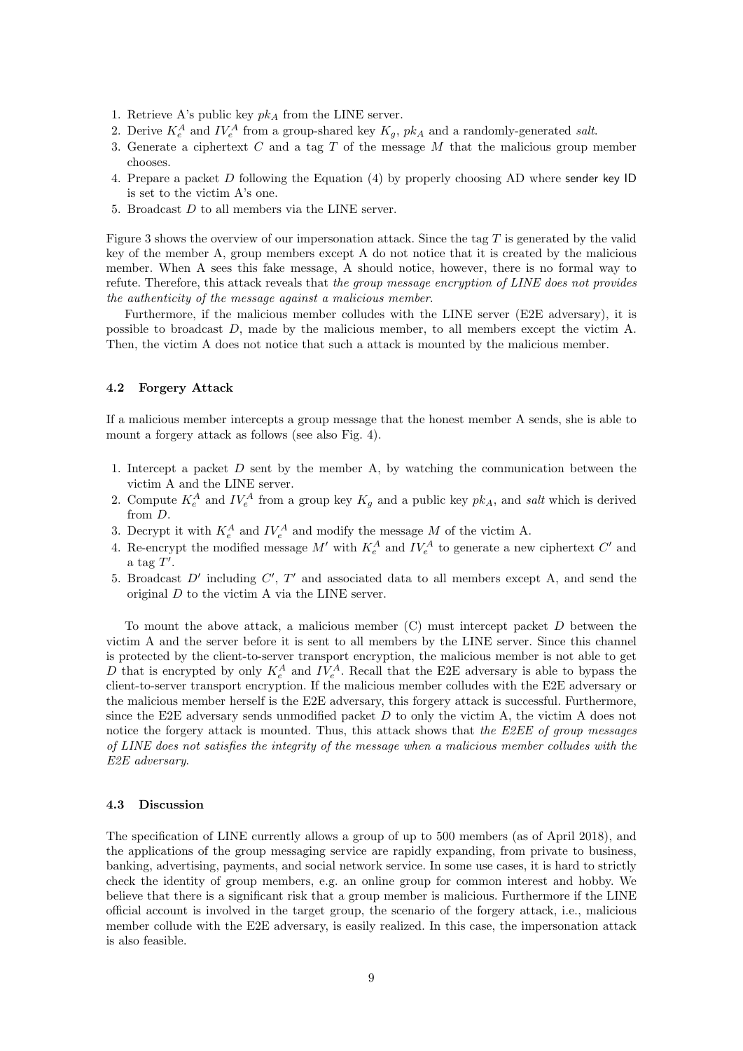1. Retrieve A's public key $pk_A$ from the LINE server.
2. Derive $K_e^A$ and $IV_e^A$ from a group-shared key $K_g$, $pk_A$ and a randomly-generated *salt*.
3. Generate a ciphertext $C$ and a tag $T$ of the message $M$ that the malicious group member chooses.
4. Prepare a packet $D$ following the Equation (4) by properly choosing AD where sender key ID is set to the victim A's one.
5. Broadcast $D$ to all members via the LINE server.

Figure 3 shows the overview of our impersonation attack. Since the tag $T$ is generated by the valid key of the member A, group members except A do not notice that it is created by the malicious member. When A sees this fake message, A should notice, however, there is no formal way to refute. Therefore, this attack reveals that *the group message encryption of LINE does not provides the authenticity of the message against a malicious member*.

Furthermore, if the malicious member colludes with the LINE server (E2E adversary), it is possible to broadcast $D$, made by the malicious member, to all members except the victim A. Then, the victim A does not notice that such a attack is mounted by the malicious member.

### 4.2 Forgery Attack

If a malicious member intercepts a group message that the honest member A sends, she is able to mount a forgery attack as follows (see also Fig. 4).

1. Intercept a packet $D$ sent by the member A, by watching the communication between the victim A and the LINE server.
2. Compute $K_e^A$ and $IV_e^A$ from a group key $K_g$ and a public key $pk_A$, and *salt* which is derived from $D$.
3. Decrypt it with $K_e^A$ and $IV_e^A$ and modify the message $M$ of the victim A.
4. Re-encrypt the modified message $M'$ with $K_e^A$ and $IV_e^A$ to generate a new ciphertext $C'$ and a tag $T'$.
5. Broadcast $D'$ including $C'$, $T'$ and associated data to all members except A, and send the original $D$ to the victim A via the LINE server.

To mount the above attack, a malicious member (C) must intercept packet $D$ between the victim A and the server before it is sent to all members by the LINE server. Since this channel is protected by the client-to-server transport encryption, the malicious member is not able to get $D$ that is encrypted by only $K_e^A$ and $IV_e^A$. Recall that the E2E adversary is able to bypass the client-to-server transport encryption. If the malicious member colludes with the E2E adversary or the malicious member herself is the E2E adversary, this forgery attack is successful. Furthermore, since the E2E adversary sends unmodified packet $D$ to only the victim A, the victim A does not notice the forgery attack is mounted. Thus, this attack shows that *the E2EE of group messages of LINE does not satisfies the integrity of the message when a malicious member colludes with the E2E adversary*.

### 4.3 Discussion

The specification of LINE currently allows a group of up to 500 members (as of April 2018), and the applications of the group messaging service are rapidly expanding, from private to business, banking, advertising, payments, and social network service. In some use cases, it is hard to strictly check the identity of group members, e.g. an online group for common interest and hobby. We believe that there is a significant risk that a group member is malicious. Furthermore if the LINE official account is involved in the target group, the scenario of the forgery attack, i.e., malicious member collude with the E2E adversary, is easily realized. In this case, the impersonation attack is also feasible.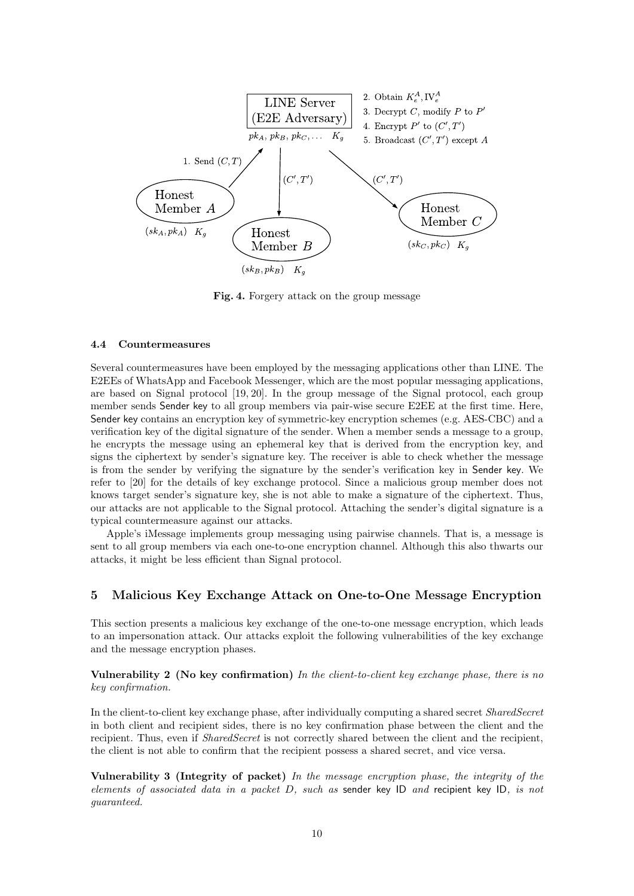Fig. 4. Forgery attack on the group message

### 4.4 Countermeasures

Several countermeasures have been employed by the messaging applications other than LINE. The E2EEs of WhatsApp and Facebook Messenger, which are the most popular messaging applications, are based on Signal protocol [19, 20]. In the group message of the Signal protocol, each group member sends Sender key to all group members via pair-wise secure E2EE at the first time. Here, Sender key contains an encryption key of symmetric-key encryption schemes (e.g. AES-CBC) and a verification key of the digital signature of the sender. When a member sends a message to a group, he encrypts the message using an ephemeral key that is derived from the encryption key, and signs the ciphertext by sender's signature key. The receiver is able to check whether the message is from the sender by verifying the signature by the sender's verification key in Sender key. We refer to [20] for the details of key exchange protocol. Since a malicious group member does not knows target sender's signature key, she is not able to make a signature of the ciphertext. Thus, our attacks are not applicable to the Signal protocol. Attaching the sender's digital signature is a typical countermeasure against our attacks.

Apple's iMessage implements group messaging using pairwise channels. That is, a message is sent to all group members via each one-to-one encryption channel. Although this also thwarts our attacks, it might be less efficient than Signal protocol.

## 5 Malicious Key Exchange Attack on One-to-One Message Encryption

This section presents a malicious key exchange of the one-to-one message encryption, which leads to an impersonation attack. Our attacks exploit the following vulnerabilities of the key exchange and the message encryption phases.

**Vulnerability 2 (No key confirmation)** *In the client-to-client key exchange phase, there is no key confirmation.*

In the client-to-client key exchange phase, after individually computing a shared secret *SharedSecret* in both client and recipient sides, there is no key confirmation phase between the client and the recipient. Thus, even if *SharedSecret* is not correctly shared between the client and the recipient, the client is not able to confirm that the recipient possess a shared secret, and vice versa.

**Vulnerability 3 (Integrity of packet)** *In the message encryption phase, the integrity of the elements of associated data in a packet $D$, such as* sender key ID *and* recipient key ID*, is not guaranteed.*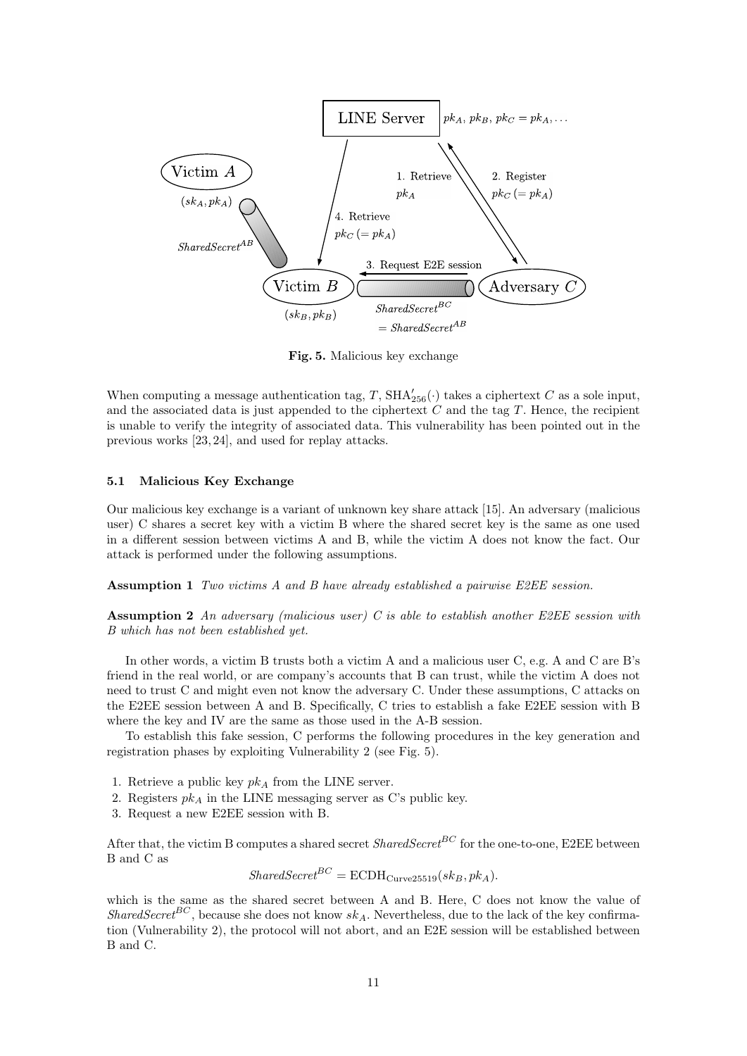**Fig. 5.** Malicious key exchange

When computing a message authentication tag, $T$, $\mathrm{SHA}'_{256}(\cdot)$ takes a ciphertext $C$ as a sole input, and the associated data is just appended to the ciphertext $C$ and the tag $T$. Hence, the recipient is unable to verify the integrity of associated data. This vulnerability has been pointed out in the previous works [23, 24], and used for replay attacks.

### 5.1 Malicious Key Exchange

Our malicious key exchange is a variant of unknown key share attack [15]. An adversary (malicious user) C shares a secret key with a victim B where the shared secret key is the same as one used in a different session between victims A and B, while the victim A does not know the fact. Our attack is performed under the following assumptions.

**Assumption 1** *Two victims A and B have already established a pairwise E2EE session.*

**Assumption 2** *An adversary (malicious user) C is able to establish another E2EE session with B which has not been established yet.*

In other words, a victim B trusts both a victim A and a malicious user C, e.g. A and C are B's friend in the real world, or are company's accounts that B can trust, while the victim A does not need to trust C and might even not know the adversary C. Under these assumptions, C attacks on the E2EE session between A and B. Specifically, C tries to establish a fake E2EE session with B where the key and IV are the same as those used in the A-B session.

To establish this fake session, C performs the following procedures in the key generation and registration phases by exploiting Vulnerability 2 (see Fig. 5).

1. Retrieve a public key $pk_A$ from the LINE server.
2. Registers $pk_A$ in the LINE messaging server as C's public key.
3. Request a new E2EE session with B.

After that, the victim B computes a shared secret $\mathit{SharedSecret}^{BC}$ for the one-to-one, E2EE between B and C as

$$\mathit{SharedSecret}^{BC} = \mathrm{ECDH}_{\mathrm{Curve25519}}(sk_B, pk_A).$$

which is the same as the shared secret between A and B. Here, C does not know the value of $\mathit{SharedSecret}^{BC}$, because she does not know $sk_A$. Nevertheless, due to the lack of the key confirmation (Vulnerability 2), the protocol will not abort, and an E2E session will be established between B and C.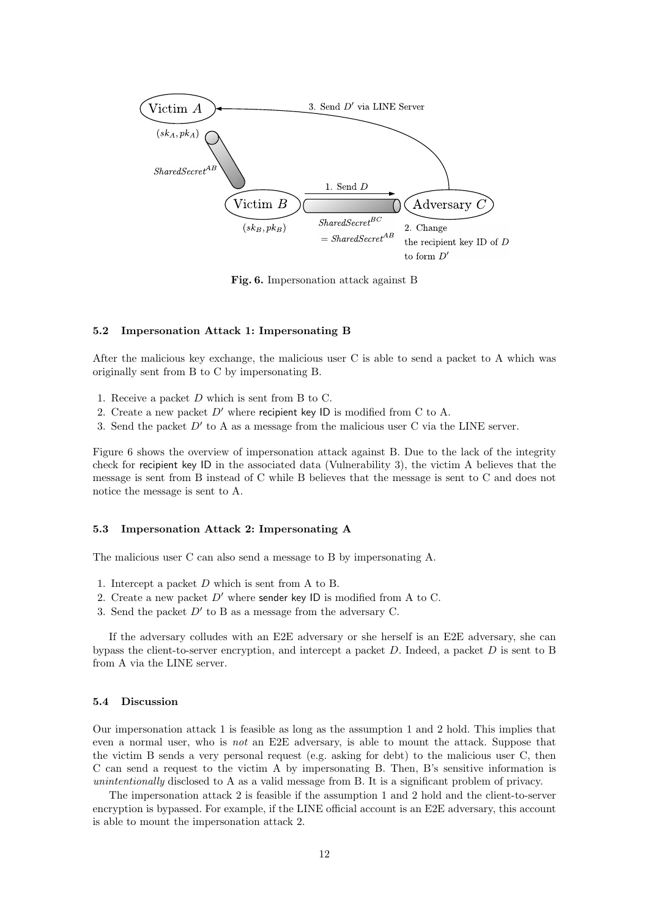Fig. 6. Impersonation attack against B

### 5.2 Impersonation Attack 1: Impersonating B

After the malicious key exchange, the malicious user C is able to send a packet to A which was originally sent from B to C by impersonating B.

1. Receive a packet $D$ which is sent from B to C.
2. Create a new packet $D'$ where recipient key ID is modified from C to A.
3. Send the packet $D'$ to A as a message from the malicious user C via the LINE server.

Figure 6 shows the overview of impersonation attack against B. Due to the lack of the integrity check for recipient key ID in the associated data (Vulnerability 3), the victim A believes that the message is sent from B instead of C while B believes that the message is sent to C and does not notice the message is sent to A.

### 5.3 Impersonation Attack 2: Impersonating A

The malicious user C can also send a message to B by impersonating A.

1. Intercept a packet $D$ which is sent from A to B.
2. Create a new packet $D'$ where sender key ID is modified from A to C.
3. Send the packet $D'$ to B as a message from the adversary C.

If the adversary colludes with an E2E adversary or she herself is an E2E adversary, she can bypass the client-to-server encryption, and intercept a packet $D$. Indeed, a packet $D$ is sent to B from A via the LINE server.

### 5.4 Discussion

Our impersonation attack 1 is feasible as long as the assumption 1 and 2 hold. This implies that even a normal user, who is *not* an E2E adversary, is able to mount the attack. Suppose that the victim B sends a very personal request (e.g. asking for debt) to the malicious user C, then C can send a request to the victim A by impersonating B. Then, B's sensitive information is *unintentionally* disclosed to A as a valid message from B. It is a significant problem of privacy.

The impersonation attack 2 is feasible if the assumption 1 and 2 hold and the client-to-server encryption is bypassed. For example, if the LINE official account is an E2E adversary, this account is able to mount the impersonation attack 2.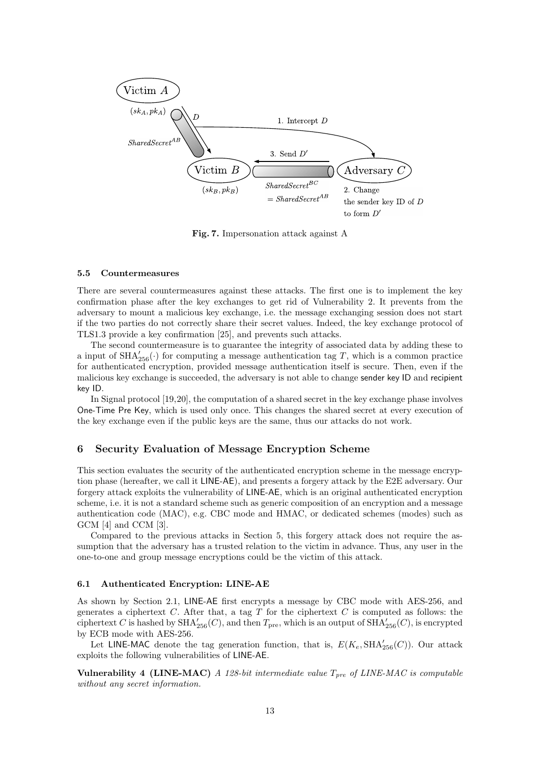Fig. 7. Impersonation attack against A

### 5.5 Countermeasures

There are several countermeasures against these attacks. The first one is to implement the key confirmation phase after the key exchanges to get rid of Vulnerability 2. It prevents from the adversary to mount a malicious key exchange, i.e. the message exchanging session does not start if the two parties do not correctly share their secret values. Indeed, the key exchange protocol of TLS1.3 provide a key confirmation [25], and prevents such attacks.

The second countermeasure is to guarantee the integrity of associated data by adding these to a input of $\mathrm{SHA}'_{256}(\cdot)$ for computing a message authentication tag $T$, which is a common practice for authenticated encryption, provided message authentication itself is secure. Then, even if the malicious key exchange is succeeded, the adversary is not able to change sender key ID and recipient key ID.

In Signal protocol [19,20], the computation of a shared secret in the key exchange phase involves One-Time Pre Key, which is used only once. This changes the shared secret at every execution of the key exchange even if the public keys are the same, thus our attacks do not work.

## 6 Security Evaluation of Message Encryption Scheme

This section evaluates the security of the authenticated encryption scheme in the message encryption phase (hereafter, we call it LINE-AE), and presents a forgery attack by the E2E adversary. Our forgery attack exploits the vulnerability of LINE-AE, which is an original authenticated encryption scheme, i.e. it is not a standard scheme such as generic composition of an encryption and a message authentication code (MAC), e.g. CBC mode and HMAC, or dedicated schemes (modes) such as GCM [4] and CCM [3].

Compared to the previous attacks in Section 5, this forgery attack does not require the assumption that the adversary has a trusted relation to the victim in advance. Thus, any user in the one-to-one and group message encryptions could be the victim of this attack.

### 6.1 Authenticated Encryption: LINE-AE

As shown by Section 2.1, LINE-AE first encrypts a message by CBC mode with AES-256, and generates a ciphertext $C$. After that, a tag $T$ for the ciphertext $C$ is computed as follows: the ciphertext $C$ is hashed by $\mathrm{SHA}'_{256}(C)$, and then $T_{\mathrm{pre}}$, which is an output of $\mathrm{SHA}'_{256}(C)$, is encrypted by ECB mode with AES-256.

Let LINE-MAC denote the tag generation function, that is, $E(K_e, \mathrm{SHA}'_{256}(C))$. Our attack exploits the following vulnerabilities of LINE-AE.

**Vulnerability 4 (LINE-MAC)** *A 128-bit intermediate value $T_{pre}$ of LINE-MAC is computable without any secret information.*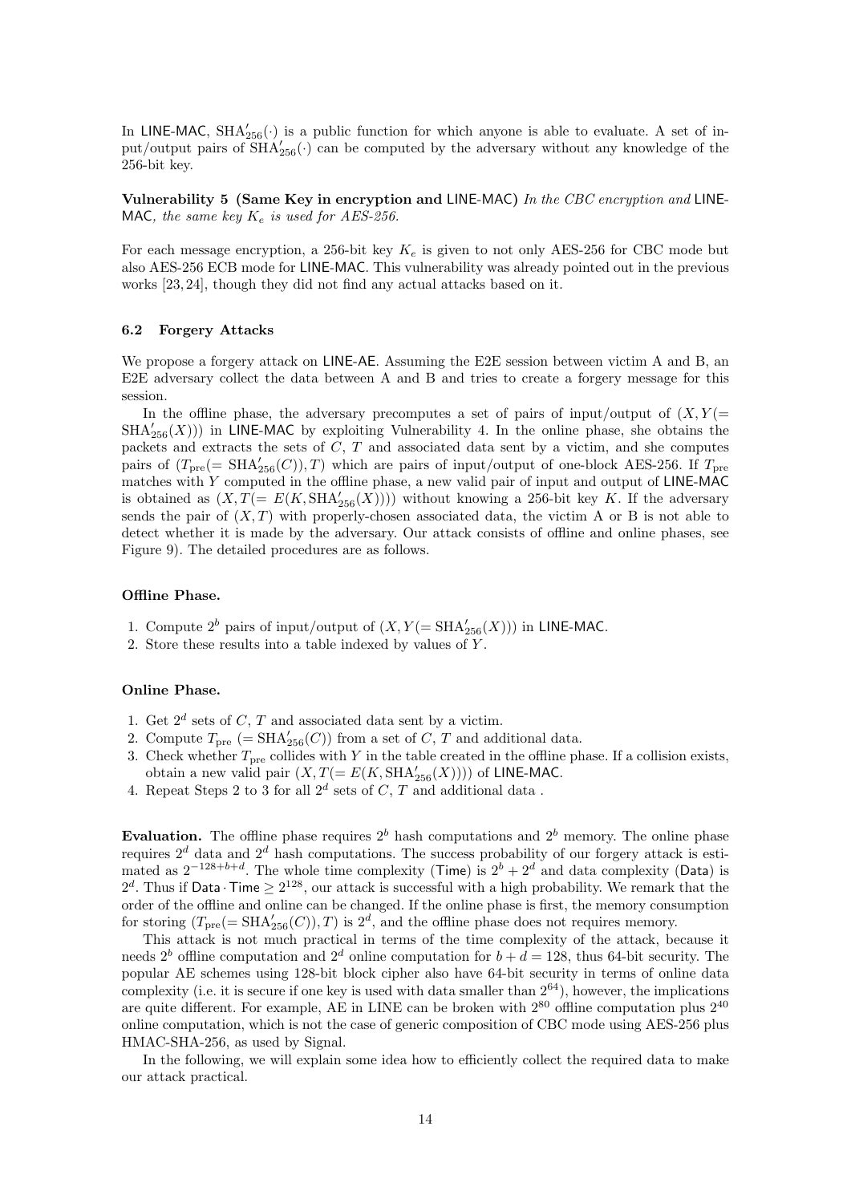In LINE-MAC, $\text{SHA}'_{256}(\cdot)$ is a public function for which anyone is able to evaluate. A set of input/output pairs of $\text{SHA}'_{256}(\cdot)$ can be computed by the adversary without any knowledge of the 256-bit key.

**Vulnerability 5 (Same Key in encryption and LINE-MAC)** *In the CBC encryption and LINE-MAC, the same key $K_e$ is used for AES-256.*

For each message encryption, a 256-bit key $K_e$ is given to not only AES-256 for CBC mode but also AES-256 ECB mode for LINE-MAC. This vulnerability was already pointed out in the previous works [23, 24], though they did not find any actual attacks based on it.

### 6.2 Forgery Attacks

We propose a forgery attack on LINE-AE. Assuming the E2E session between victim A and B, an E2E adversary collect the data between A and B and tries to create a forgery message for this session.

In the offline phase, the adversary precomputes a set of pairs of input/output of $(X, Y(= \text{SHA}'_{256}(X)))$ in LINE-MAC by exploiting Vulnerability 4. In the online phase, she obtains the packets and extracts the sets of $C$, $T$ and associated data sent by a victim, and she computes pairs of $(T_{\text{pre}}(= \text{SHA}'_{256}(C)), T)$ which are pairs of input/output of one-block AES-256. If $T_{\text{pre}}$ matches with $Y$ computed in the offline phase, a new valid pair of input and output of LINE-MAC is obtained as $(X, T(= E(K, \text{SHA}'_{256}(X))))$ without knowing a 256-bit key $K$. If the adversary sends the pair of $(X, T)$ with properly-chosen associated data, the victim A or B is not able to detect whether it is made by the adversary. Our attack consists of offline and online phases, see Figure 9). The detailed procedures are as follows.

#### Offline Phase.

1. Compute $2^b$ pairs of input/output of $(X, Y(= \text{SHA}'_{256}(X)))$ in LINE-MAC.
2. Store these results into a table indexed by values of $Y$.

#### Online Phase.

1. Get $2^d$ sets of $C$, $T$ and associated data sent by a victim.
2. Compute $T_{\text{pre}}$ $(= \text{SHA}'_{256}(C))$ from a set of $C$, $T$ and additional data.
3. Check whether $T_{\text{pre}}$ collides with $Y$ in the table created in the offline phase. If a collision exists, obtain a new valid pair $(X, T(= E(K, \text{SHA}'_{256}(X))))$ of LINE-MAC.
4. Repeat Steps 2 to 3 for all $2^d$ sets of $C$, $T$ and additional data .

**Evaluation.** The offline phase requires $2^b$ hash computations and $2^b$ memory. The online phase requires $2^d$ data and $2^d$ hash computations. The success probability of our forgery attack is estimated as $2^{-128+b+d}$. The whole time complexity (Time) is $2^b + 2^d$ and data complexity (Data) is $2^d$. Thus if $\text{Data} \cdot \text{Time} \geq 2^{128}$, our attack is successful with a high probability. We remark that the order of the offline and online can be changed. If the online phase is first, the memory consumption for storing $(T_{\text{pre}}(= \text{SHA}'_{256}(C)), T)$ is $2^d$, and the offline phase does not requires memory.

This attack is not much practical in terms of the time complexity of the attack, because it needs $2^b$ offline computation and $2^d$ online computation for $b + d = 128$, thus 64-bit security. The popular AE schemes using 128-bit block cipher also have 64-bit security in terms of online data complexity (i.e. it is secure if one key is used with data smaller than $2^{64}$), however, the implications are quite different. For example, AE in LINE can be broken with $2^{80}$ offline computation plus $2^{40}$ online computation, which is not the case of generic composition of CBC mode using AES-256 plus HMAC-SHA-256, as used by Signal.

In the following, we will explain some idea how to efficiently collect the required data to make our attack practical.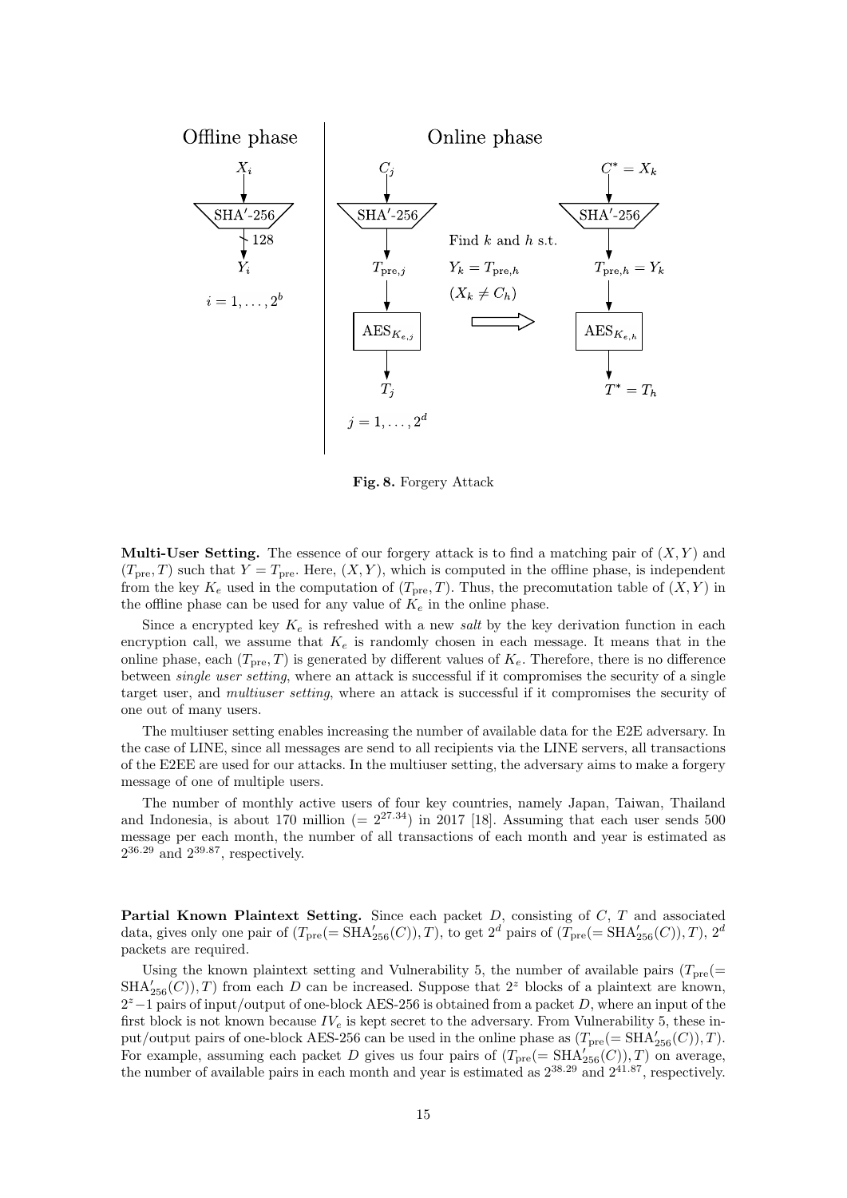**Fig. 8.** Forgery Attack

**Multi-User Setting.** The essence of our forgery attack is to find a matching pair of $(X, Y)$ and $(T_{\text{pre}}, T)$ such that $Y = T_{\text{pre}}$. Here, $(X, Y)$, which is computed in the offline phase, is independent from the key $K_e$ used in the computation of $(T_{\text{pre}}, T)$. Thus, the precomutation table of $(X, Y)$ in the offline phase can be used for any value of $K_e$ in the online phase.

Since a encrypted key $K_e$ is refreshed with a new *salt* by the key derivation function in each encryption call, we assume that $K_e$ is randomly chosen in each message. It means that in the online phase, each $(T_{\text{pre}}, T)$ is generated by different values of $K_e$. Therefore, there is no difference between *single user setting*, where an attack is successful if it compromises the security of a single target user, and *multiuser setting*, where an attack is successful if it compromises the security of one out of many users.

The multiuser setting enables increasing the number of available data for the E2E adversary. In the case of LINE, since all messages are send to all recipients via the LINE servers, all transactions of the E2EE are used for our attacks. In the multiuser setting, the adversary aims to make a forgery message of one of multiple users.

The number of monthly active users of four key countries, namely Japan, Taiwan, Thailand and Indonesia, is about 170 million $(= 2^{27.34})$ in 2017 [18]. Assuming that each user sends 500 message per each month, the number of all transactions of each month and year is estimated as $2^{36.29}$ and $2^{39.87}$, respectively.

**Partial Known Plaintext Setting.** Since each packet $D$, consisting of $C$, $T$ and associated data, gives only one pair of $(T_{\text{pre}}(= \text{SHA}'_{256}(C)), T)$, to get $2^d$ pairs of $(T_{\text{pre}}(= \text{SHA}'_{256}(C)), T)$, $2^d$ packets are required.

Using the known plaintext setting and Vulnerability 5, the number of available pairs $(T_{\text{pre}}(= \text{SHA}'_{256}(C)), T)$ from each $D$ can be increased. Suppose that $2^z$ blocks of a plaintext are known, $2^z - 1$ pairs of input/output of one-block AES-256 is obtained from a packet $D$, where an input of the first block is not known because $IV_e$ is kept secret to the adversary. From Vulnerability 5, these input/output pairs of one-block AES-256 can be used in the online phase as $(T_{\text{pre}}(= \text{SHA}'_{256}(C)), T)$. For example, assuming each packet $D$ gives us four pairs of $(T_{\text{pre}}(= \text{SHA}'_{256}(C)), T)$ on average, the number of available pairs in each month and year is estimated as $2^{38.29}$ and $2^{41.87}$, respectively.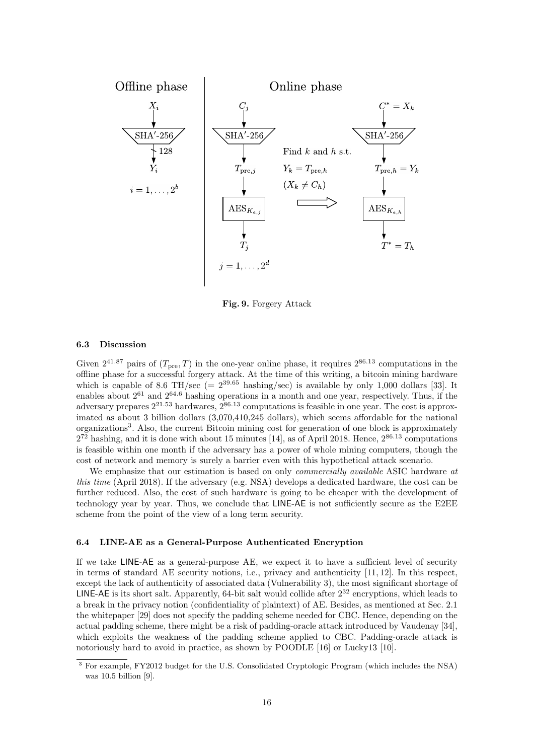Fig. 9. Forgery Attack

### 6.3 Discussion

Given $2^{41.87}$ pairs of $(T_{\text{pre}}, T)$ in the one-year online phase, it requires $2^{86.13}$ computations in the offline phase for a successful forgery attack. At the time of this writing, a bitcoin mining hardware which is capable of 8.6 TH/sec ($= 2^{39.65}$ hashing/sec) is available by only 1,000 dollars [33]. It enables about $2^{61}$ and $2^{64.6}$ hashing operations in a month and one year, respectively. Thus, if the adversary prepares $2^{21.53}$ hardwares, $2^{86.13}$ computations is feasible in one year. The cost is approximated as about 3 billion dollars (3,070,410,245 dollars), which seems affordable for the national organizations[3]. Also, the current Bitcoin mining cost for generation of one block is approximately $2^{72}$ hashing, and it is done with about 15 minutes [14], as of April 2018. Hence, $2^{86.13}$ computations is feasible within one month if the adversary has a power of whole mining computers, though the cost of network and memory is surely a barrier even with this hypothetical attack scenario.

We emphasize that our estimation is based on only *commercially available* ASIC hardware *at this time* (April 2018). If the adversary (e.g. NSA) develops a dedicated hardware, the cost can be further reduced. Also, the cost of such hardware is going to be cheaper with the development of technology year by year. Thus, we conclude that LINE-AE is not sufficiently secure as the E2EE scheme from the point of the view of a long term security.

### 6.4 LINE-AE as a General-Purpose Authenticated Encryption

If we take LINE-AE as a general-purpose AE, we expect it to have a sufficient level of security in terms of standard AE security notions, i.e., privacy and authenticity [11, 12]. In this respect, except the lack of authenticity of associated data (Vulnerability 3), the most significant shortage of LINE-AE is its short salt. Apparently, 64-bit salt would collide after $2^{32}$ encryptions, which leads to a break in the privacy notion (confidentiality of plaintext) of AE. Besides, as mentioned at Sec. 2.1 the whitepaper [29] does not specify the padding scheme needed for CBC. Hence, depending on the actual padding scheme, there might be a risk of padding-oracle attack introduced by Vaudenay [34], which exploits the weakness of the padding scheme applied to CBC. Padding-oracle attack is notoriously hard to avoid in practice, as shown by POODLE [16] or Lucky13 [10].

[3] For example, FY2012 budget for the U.S. Consolidated Cryptologic Program (which includes the NSA) was 10.5 billion [9].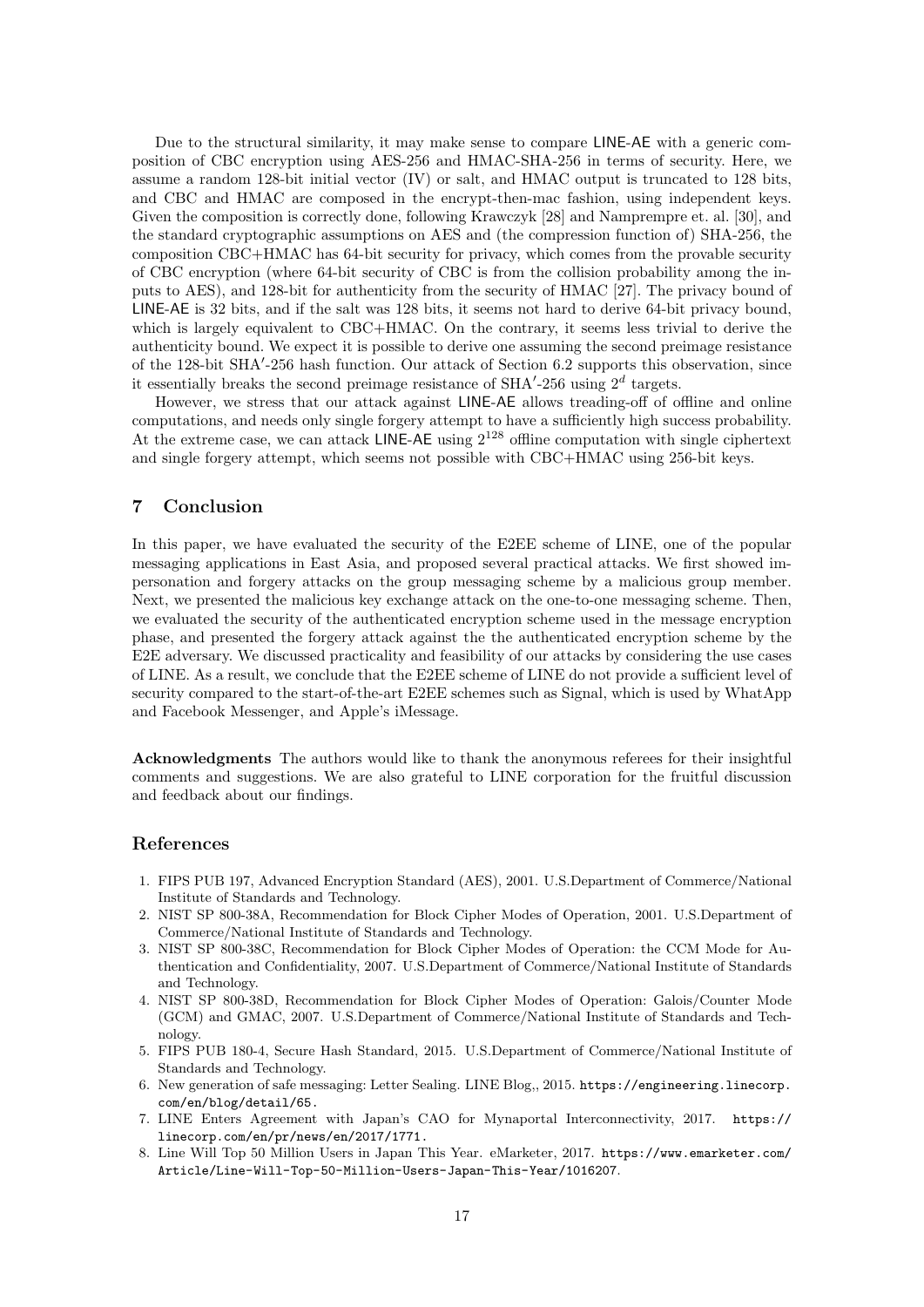Due to the structural similarity, it may make sense to compare LINE-AE with a generic composition of CBC encryption using AES-256 and HMAC-SHA-256 in terms of security. Here, we assume a random 128-bit initial vector (IV) or salt, and HMAC output is truncated to 128 bits, and CBC and HMAC are composed in the encrypt-then-mac fashion, using independent keys. Given the composition is correctly done, following Krawczyk [28] and Namprempre et. al. [30], and the standard cryptographic assumptions on AES and (the compression function of) SHA-256, the composition CBC+HMAC has 64-bit security for privacy, which comes from the provable security of CBC encryption (where 64-bit security of CBC is from the collision probability among the inputs to AES), and 128-bit for authenticity from the security of HMAC [27]. The privacy bound of LINE-AE is 32 bits, and if the salt was 128 bits, it seems not hard to derive 64-bit privacy bound, which is largely equivalent to CBC+HMAC. On the contrary, it seems less trivial to derive the authenticity bound. We expect it is possible to derive one assuming the second preimage resistance of the 128-bit SHA′-256 hash function. Our attack of Section 6.2 supports this observation, since it essentially breaks the second preimage resistance of SHA′-256 using $2^d$ targets.

However, we stress that our attack against LINE-AE allows treading-off of offline and online computations, and needs only single forgery attempt to have a sufficiently high success probability. At the extreme case, we can attack LINE-AE using $2^{128}$ offline computation with single ciphertext and single forgery attempt, which seems not possible with CBC+HMAC using 256-bit keys.

## 7 Conclusion

In this paper, we have evaluated the security of the E2EE scheme of LINE, one of the popular messaging applications in East Asia, and proposed several practical attacks. We first showed impersonation and forgery attacks on the group messaging scheme by a malicious group member. Next, we presented the malicious key exchange attack on the one-to-one messaging scheme. Then, we evaluated the security of the authenticated encryption scheme used in the message encryption phase, and presented the forgery attack against the the authenticated encryption scheme by the E2E adversary. We discussed practicality and feasibility of our attacks by considering the use cases of LINE. As a result, we conclude that the E2EE scheme of LINE do not provide a sufficient level of security compared to the start-of-the-art E2EE schemes such as Signal, which is used by WhatApp and Facebook Messenger, and Apple's iMessage.

**Acknowledgments** The authors would like to thank the anonymous referees for their insightful comments and suggestions. We are also grateful to LINE corporation for the fruitful discussion and feedback about our findings.

## References

1. FIPS PUB 197, Advanced Encryption Standard (AES), 2001. U.S.Department of Commerce/National Institute of Standards and Technology.
2. NIST SP 800-38A, Recommendation for Block Cipher Modes of Operation, 2001. U.S.Department of Commerce/National Institute of Standards and Technology.
3. NIST SP 800-38C, Recommendation for Block Cipher Modes of Operation: the CCM Mode for Authentication and Confidentiality, 2007. U.S.Department of Commerce/National Institute of Standards and Technology.
4. NIST SP 800-38D, Recommendation for Block Cipher Modes of Operation: Galois/Counter Mode (GCM) and GMAC, 2007. U.S.Department of Commerce/National Institute of Standards and Technology.
5. FIPS PUB 180-4, Secure Hash Standard, 2015. U.S.Department of Commerce/National Institute of Standards and Technology.
6. New generation of safe messaging: Letter Sealing. LINE Blog,, 2015. https://engineering.linecorp.com/en/blog/detail/65.
7. LINE Enters Agreement with Japan's CAO for Mynaportal Interconnectivity, 2017. https://linecorp.com/en/pr/news/en/2017/1771.
8. Line Will Top 50 Million Users in Japan This Year. eMarketer, 2017. https://www.emarketer.com/Article/Line-Will-Top-50-Million-Users-Japan-This-Year/1016207.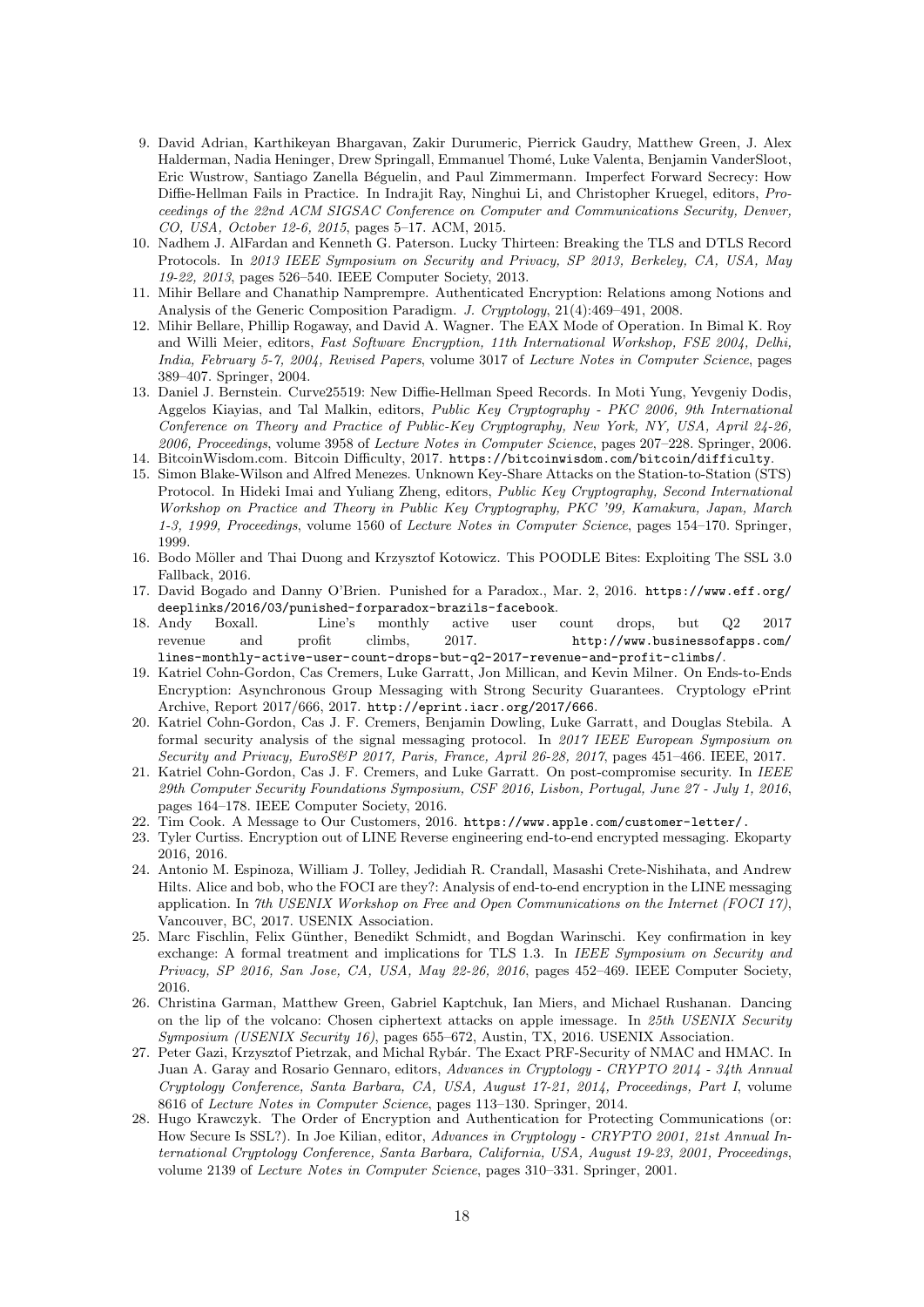9. David Adrian, Karthikeyan Bhargavan, Zakir Durumeric, Pierrick Gaudry, Matthew Green, J. Alex Halderman, Nadia Heninger, Drew Springall, Emmanuel Thomé, Luke Valenta, Benjamin VanderSloot, Eric Wustrow, Santiago Zanella Béguelin, and Paul Zimmermann. Imperfect Forward Secrecy: How Diffie-Hellman Fails in Practice. In Indrajit Ray, Ninghui Li, and Christopher Kruegel, editors, *Proceedings of the 22nd ACM SIGSAC Conference on Computer and Communications Security, Denver, CO, USA, October 12-6, 2015*, pages 5–17. ACM, 2015.
10. Nadhem J. AlFardan and Kenneth G. Paterson. Lucky Thirteen: Breaking the TLS and DTLS Record Protocols. In *2013 IEEE Symposium on Security and Privacy, SP 2013, Berkeley, CA, USA, May 19-22, 2013*, pages 526–540. IEEE Computer Society, 2013.
11. Mihir Bellare and Chanathip Namprempre. Authenticated Encryption: Relations among Notions and Analysis of the Generic Composition Paradigm. *J. Cryptology*, 21(4):469–491, 2008.
12. Mihir Bellare, Phillip Rogaway, and David A. Wagner. The EAX Mode of Operation. In Bimal K. Roy and Willi Meier, editors, *Fast Software Encryption, 11th International Workshop, FSE 2004, Delhi, India, February 5-7, 2004, Revised Papers*, volume 3017 of *Lecture Notes in Computer Science*, pages 389–407. Springer, 2004.
13. Daniel J. Bernstein. Curve25519: New Diffie-Hellman Speed Records. In Moti Yung, Yevgeniy Dodis, Aggelos Kiayias, and Tal Malkin, editors, *Public Key Cryptography - PKC 2006, 9th International Conference on Theory and Practice of Public-Key Cryptography, New York, NY, USA, April 24-26, 2006, Proceedings*, volume 3958 of *Lecture Notes in Computer Science*, pages 207–228. Springer, 2006.
14. BitcoinWisdom.com. Bitcoin Difficulty, 2017. `https://bitcoinwisdom.com/bitcoin/difficulty`.
15. Simon Blake-Wilson and Alfred Menezes. Unknown Key-Share Attacks on the Station-to-Station (STS) Protocol. In Hideki Imai and Yuliang Zheng, editors, *Public Key Cryptography, Second International Workshop on Practice and Theory in Public Key Cryptography, PKC '99, Kamakura, Japan, March 1-3, 1999, Proceedings*, volume 1560 of *Lecture Notes in Computer Science*, pages 154–170. Springer, 1999.
16. Bodo Möller and Thai Duong and Krzysztof Kotowicz. This POODLE Bites: Exploiting The SSL 3.0 Fallback, 2016.
17. David Bogado and Danny O'Brien. Punished for a Paradox., Mar. 2, 2016. `https://www.eff.org/deeplinks/2016/03/punished-forparadox-brazils-facebook`.
18. Andy Boxall. Line's monthly active user count drops, but Q2 2017 revenue and profit climbs, 2017. `http://www.businessofapps.com/lines-monthly-active-user-count-drops-but-q2-2017-revenue-and-profit-climbs/`.
19. Katriel Cohn-Gordon, Cas Cremers, Luke Garratt, Jon Millican, and Kevin Milner. On Ends-to-Ends Encryption: Asynchronous Group Messaging with Strong Security Guarantees. Cryptology ePrint Archive, Report 2017/666, 2017. `http://eprint.iacr.org/2017/666`.
20. Katriel Cohn-Gordon, Cas J. F. Cremers, Benjamin Dowling, Luke Garratt, and Douglas Stebila. A formal security analysis of the signal messaging protocol. In *2017 IEEE European Symposium on Security and Privacy, EuroS&P 2017, Paris, France, April 26-28, 2017*, pages 451–466. IEEE, 2017.
21. Katriel Cohn-Gordon, Cas J. F. Cremers, and Luke Garratt. On post-compromise security. In *IEEE 29th Computer Security Foundations Symposium, CSF 2016, Lisbon, Portugal, June 27 - July 1, 2016*, pages 164–178. IEEE Computer Society, 2016.
22. Tim Cook. A Message to Our Customers, 2016. `https://www.apple.com/customer-letter/`.
23. Tyler Curtiss. Encryption out of LINE Reverse engineering end-to-end encrypted messaging. Ekoparty 2016, 2016.
24. Antonio M. Espinoza, William J. Tolley, Jedidiah R. Crandall, Masashi Crete-Nishihata, and Andrew Hilts. Alice and bob, who the FOCI are they?: Analysis of end-to-end encryption in the LINE messaging application. In *7th USENIX Workshop on Free and Open Communications on the Internet (FOCI 17)*, Vancouver, BC, 2017. USENIX Association.
25. Marc Fischlin, Felix Günther, Benedikt Schmidt, and Bogdan Warinschi. Key confirmation in key exchange: A formal treatment and implications for TLS 1.3. In *IEEE Symposium on Security and Privacy, SP 2016, San Jose, CA, USA, May 22-26, 2016*, pages 452–469. IEEE Computer Society, 2016.
26. Christina Garman, Matthew Green, Gabriel Kaptchuk, Ian Miers, and Michael Rushanan. Dancing on the lip of the volcano: Chosen ciphertext attacks on apple imessage. In *25th USENIX Security Symposium (USENIX Security 16)*, pages 655–672, Austin, TX, 2016. USENIX Association.
27. Peter Gazi, Krzysztof Pietrzak, and Michal Rybár. The Exact PRF-Security of NMAC and HMAC. In Juan A. Garay and Rosario Gennaro, editors, *Advances in Cryptology - CRYPTO 2014 - 34th Annual Cryptology Conference, Santa Barbara, CA, USA, August 17-21, 2014, Proceedings, Part I*, volume 8616 of *Lecture Notes in Computer Science*, pages 113–130. Springer, 2014.
28. Hugo Krawczyk. The Order of Encryption and Authentication for Protecting Communications (or: How Secure Is SSL?). In Joe Kilian, editor, *Advances in Cryptology - CRYPTO 2001, 21st Annual International Cryptology Conference, Santa Barbara, California, USA, August 19-23, 2001, Proceedings*, volume 2139 of *Lecture Notes in Computer Science*, pages 310–331. Springer, 2001.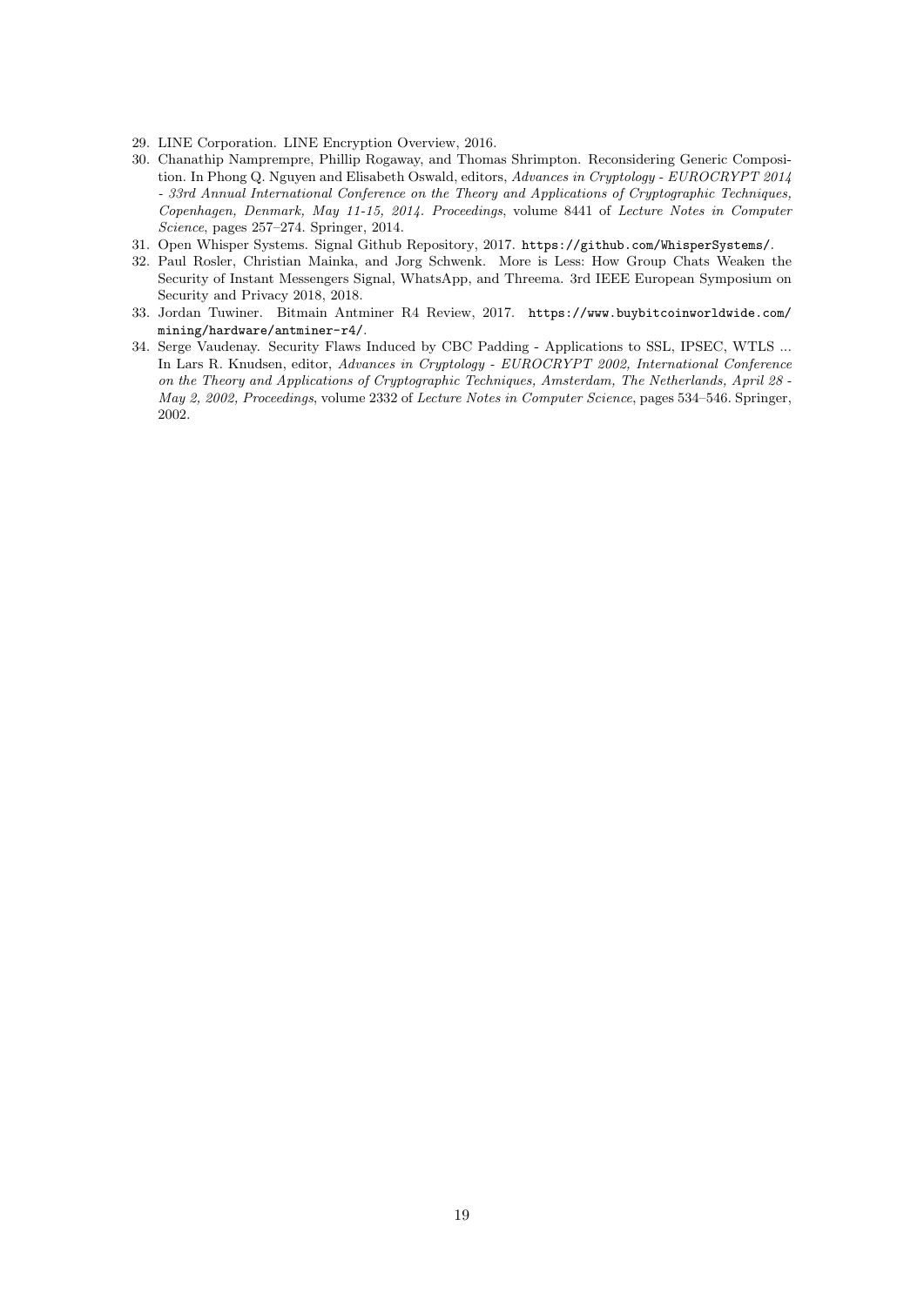29. LINE Corporation. LINE Encryption Overview, 2016.
30. Chanathip Namprempre, Phillip Rogaway, and Thomas Shrimpton. Reconsidering Generic Composition. In Phong Q. Nguyen and Elisabeth Oswald, editors, *Advances in Cryptology - EUROCRYPT 2014 - 33rd Annual International Conference on the Theory and Applications of Cryptographic Techniques, Copenhagen, Denmark, May 11-15, 2014. Proceedings*, volume 8441 of *Lecture Notes in Computer Science*, pages 257–274. Springer, 2014.
31. Open Whisper Systems. Signal Github Repository, 2017. `https://github.com/WhisperSystems/`.
32. Paul Rosler, Christian Mainka, and Jorg Schwenk. More is Less: How Group Chats Weaken the Security of Instant Messengers Signal, WhatsApp, and Threema. 3rd IEEE European Symposium on Security and Privacy 2018, 2018.
33. Jordan Tuwiner. Bitmain Antminer R4 Review, 2017. `https://www.buybitcoinworldwide.com/mining/hardware/antminer-r4/`.
34. Serge Vaudenay. Security Flaws Induced by CBC Padding - Applications to SSL, IPSEC, WTLS ... In Lars R. Knudsen, editor, *Advances in Cryptology - EUROCRYPT 2002, International Conference on the Theory and Applications of Cryptographic Techniques, Amsterdam, The Netherlands, April 28 - May 2, 2002, Proceedings*, volume 2332 of *Lecture Notes in Computer Science*, pages 534–546. Springer, 2002.